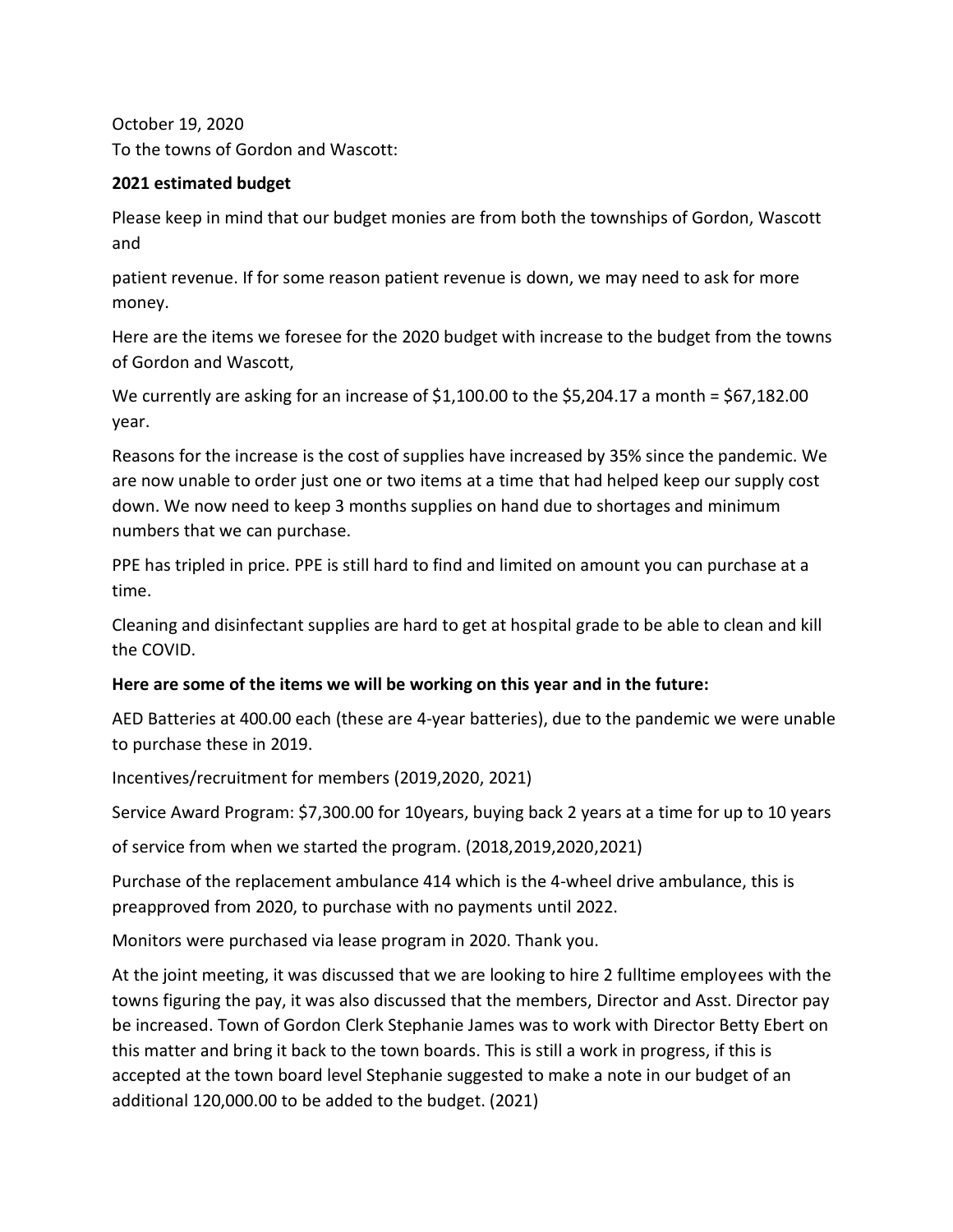October 19, 2020
To the towns of Gordon and Wascott:

**2021 estimated budget**

Please keep in mind that our budget monies are from both the townships of Gordon, Wascott and

patient revenue. If for some reason patient revenue is down, we may need to ask for more money.

Here are the items we foresee for the 2020 budget with increase to the budget from the towns of Gordon and Wascott,

We currently are asking for an increase of $1,100.00 to the $5,204.17 a month = $67,182.00 year.

Reasons for the increase is the cost of supplies have increased by 35% since the pandemic. We are now unable to order just one or two items at a time that had helped keep our supply cost down. We now need to keep 3 months supplies on hand due to shortages and minimum numbers that we can purchase.

PPE has tripled in price. PPE is still hard to find and limited on amount you can purchase at a time.

Cleaning and disinfectant supplies are hard to get at hospital grade to be able to clean and kill the COVID.

**Here are some of the items we will be working on this year and in the future:**

AED Batteries at 400.00 each (these are 4-year batteries), due to the pandemic we were unable to purchase these in 2019.

Incentives/recruitment for members (2019,2020, 2021)

Service Award Program: $7,300.00 for 10years, buying back 2 years at a time for up to 10 years

of service from when we started the program. (2018,2019,2020,2021)

Purchase of the replacement ambulance 414 which is the 4-wheel drive ambulance, this is preapproved from 2020, to purchase with no payments until 2022.

Monitors were purchased via lease program in 2020. Thank you.

At the joint meeting, it was discussed that we are looking to hire 2 fulltime employees with the towns figuring the pay, it was also discussed that the members, Director and Asst. Director pay be increased. Town of Gordon Clerk Stephanie James was to work with Director Betty Ebert on this matter and bring it back to the town boards. This is still a work in progress, if this is accepted at the town board level Stephanie suggested to make a note in our budget of an additional 120,000.00 to be added to the budget. (2021)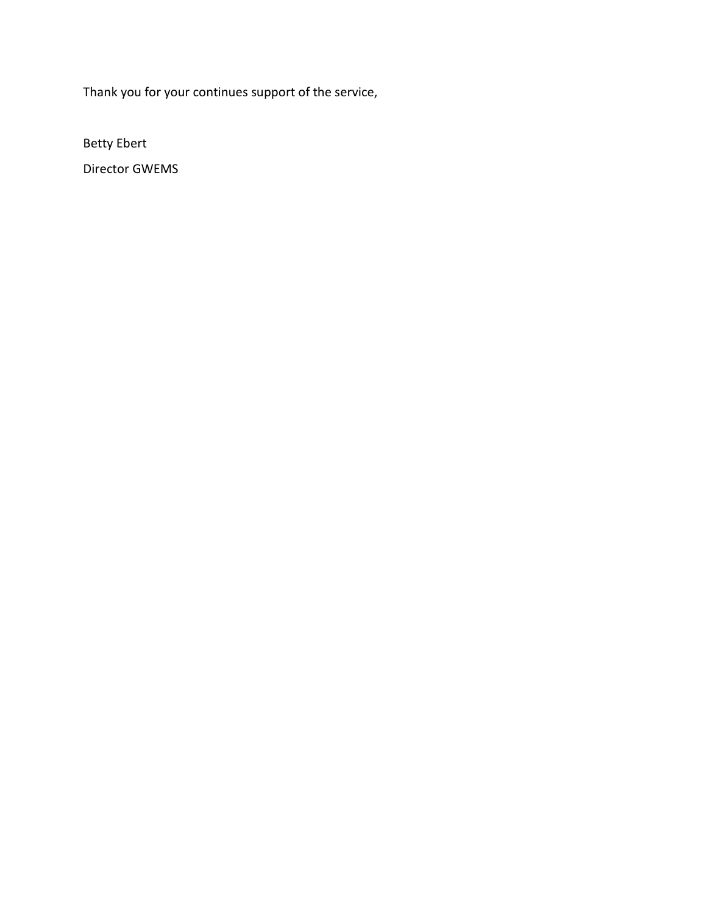Thank you for your continues support of the service,

Betty Ebert

Director GWEMS